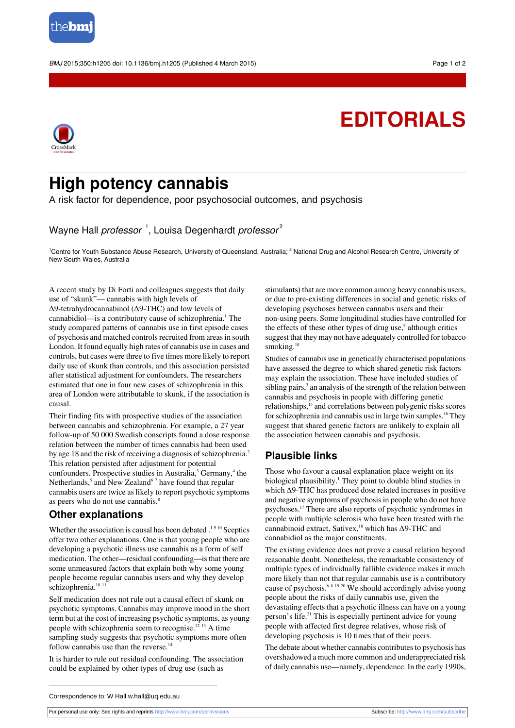EDITORIALS

# High potency cannabis

A risk factor for dependence, poor psychosocial outcomes, and psychosis

Wayne Hall *professor* [1], Louisa Degenhardt *professor* [2]

[1]Centre for Youth Substance Abuse Research, University of Queensland, Australia; [2] National Drug and Alcohol Research Centre, University of New South Wales, Australia

A recent study by Di Forti and colleagues suggests that daily use of "skunk"— cannabis with high levels of Δ9-tetrahydrocannabinol (Δ9-THC) and low levels of cannabidiol—is a contributory cause of schizophrenia.[1] The study compared patterns of cannabis use in first episode cases of psychosis and matched controls recruited from areas in south London. It found equally high rates of cannabis use in cases and controls, but cases were three to five times more likely to report daily use of skunk than controls, and this association persisted after statistical adjustment for confounders. The researchers estimated that one in four new cases of schizophrenia in this area of London were attributable to skunk, if the association is causal.

Their finding fits with prospective studies of the association between cannabis and schizophrenia. For example, a 27 year follow-up of 50 000 Swedish conscripts found a dose response relation between the number of times cannabis had been used by age 18 and the risk of receiving a diagnosis of schizophrenia.[2] This relation persisted after adjustment for potential confounders. Prospective studies in Australia,[3] Germany,[4] the Netherlands,[5] and New Zealand[6 7] have found that regular cannabis users are twice as likely to report psychotic symptoms as peers who do not use cannabis.[8]

## Other explanations

Whether the association is causal has been debated .[1 9 10] Sceptics offer two other explanations. One is that young people who are developing a psychotic illness use cannabis as a form of self medication. The other—residual confounding—is that there are some unmeasured factors that explain both why some young people become regular cannabis users and why they develop schizophrenia.[10 11]

Self medication does not rule out a causal effect of skunk on psychotic symptoms. Cannabis may improve mood in the short term but at the cost of increasing psychotic symptoms, as young people with schizophrenia seem to recognise.[12 13] A time sampling study suggests that psychotic symptoms more often follow cannabis use than the reverse.[14]

It is harder to rule out residual confounding. The association could be explained by other types of drug use (such as stimulants) that are more common among heavy cannabis users, or due to pre-existing differences in social and genetic risks of developing psychoses between cannabis users and their non-using peers. Some longitudinal studies have controlled for the effects of these other types of drug use,[8] although critics suggest that they may not have adequately controlled for tobacco smoking.[10]

Studies of cannabis use in genetically characterised populations have assessed the degree to which shared genetic risk factors may explain the association. These have included studies of sibling pairs,[3] an analysis of the strength of the relation between cannabis and psychosis in people with differing genetic relationships,[15] and correlations between polygenic risks scores for schizophrenia and cannabis use in large twin samples.[16] They suggest that shared genetic factors are unlikely to explain all the association between cannabis and psychosis.

## Plausible links

Those who favour a causal explanation place weight on its biological plausibility.[1] They point to double blind studies in which Δ9-THC has produced dose related increases in positive and negative symptoms of psychosis in people who do not have psychoses.[17] There are also reports of psychotic syndromes in people with multiple sclerosis who have been treated with the cannabinoid extract, Sativex,[18] which has Δ9-THC and cannabidiol as the major constituents.

The existing evidence does not prove a causal relation beyond reasonable doubt. Nonetheless, the remarkable consistency of multiple types of individually fallible evidence makes it much more likely than not that regular cannabis use is a contributory cause of psychosis.[6 8 19 20] We should accordingly advise young people about the risks of daily cannabis use, given the devastating effects that a psychotic illness can have on a young person's life.[21] This is especially pertinent advice for young people with affected first degree relatives, whose risk of developing psychosis is 10 times that of their peers.

The debate about whether cannabis contributes to psychosis has overshadowed a much more common and underappreciated risk of daily cannabis use—namely, dependence. In the early 1990s,

Correspondence to: W Hall w.hall@uq.edu.au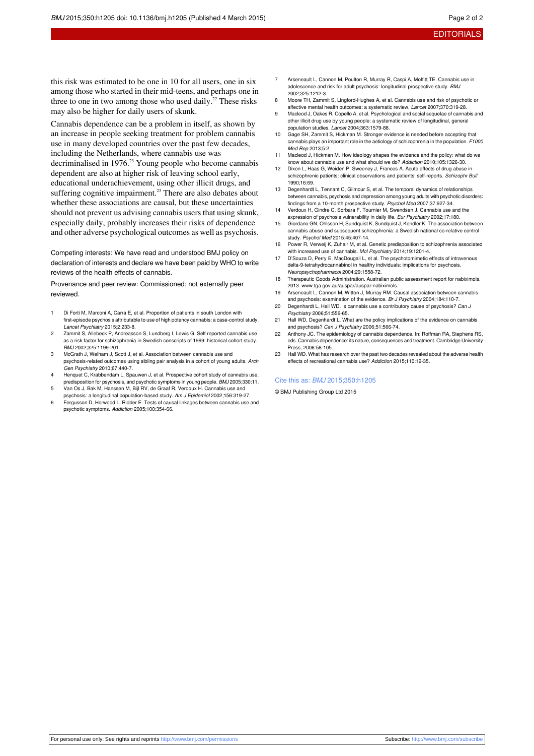this risk was estimated to be one in 10 for all users, one in six among those who started in their mid-teens, and perhaps one in three to one in two among those who used daily.[22] These risks may also be higher for daily users of skunk.

Cannabis dependence can be a problem in itself, as shown by an increase in people seeking treatment for problem cannabis use in many developed countries over the past few decades, including the Netherlands, where cannabis use was decriminalised in 1976.[23] Young people who become cannabis dependent are also at higher risk of leaving school early, educational underachievement, using other illicit drugs, and suffering cognitive impairment.[23] There are also debates about whether these associations are causal, but these uncertainties should not prevent us advising cannabis users that using skunk, especially daily, probably increases their risks of dependence and other adverse psychological outcomes as well as psychosis.

Competing interests: We have read and understood BMJ policy on declaration of interests and declare we have been paid by WHO to write reviews of the health effects of cannabis.

Provenance and peer review: Commissioned; not externally peer reviewed.

1. Di Forti M, Marconi A, Carra E, et al. Proportion of patients in south London with first-episode psychosis attributable to use of high potency cannabis: a case-control study. *Lancet Psychiatry* 2015;2:233-8.
2. Zammit S, Allebeck P, Andreasson S, Lundberg I, Lewis G. Self reported cannabis use as a risk factor for schizophrenia in Swedish conscripts of 1969: historical cohort study. *BMJ* 2002;325:1199-201.
3. McGrath J, Welham J, Scott J, et al. Association between cannabis use and psychosis-related outcomes using sibling pair analysis in a cohort of young adults. *Arch Gen Psychiatry* 2010;67:440-7.
4. Henquet C, Krabbendam L, Spauwen J, et al. Prospective cohort study of cannabis use, predisposition for psychosis, and psychotic symptoms in young people. *BMJ* 2005;330:11.
5. Van Os J, Bak M, Hanssen M, Bijl RV, de Graaf R, Verdoux H. Cannabis use and psychosis: a longitudinal population-based study. *Am J Epidemiol* 2002;156:319-27.
6. Fergusson D, Horwood L, Ridder E. Tests of causal linkages between cannabis use and psychotic symptoms. *Addiction* 2005;100:354-66.
7. Arseneault L, Cannon M, Poulton R, Murray R, Caspi A, Moffitt TE. Cannabis use in adolescence and risk for adult psychosis: longitudinal prospective study. *BMJ* 2002;325:1212-3.
8. Moore TH, Zammit S, Lingford-Hughes A, et al. Cannabis use and risk of psychotic or affective mental health outcomes: a systematic review. *Lancet* 2007;370:319-28.
9. Macleod J, Oakes R, Copello A, et al. Psychological and social sequelae of cannabis and other illicit drug use by young people: a systematic review of longitudinal, general population studies. *Lancet* 2004;363:1579-88.
10. Gage SH, Zammit S, Hickman M. Stronger evidence is needed before accepting that cannabis plays an important role in the aetiology of schizophrenia in the population. *F1000 Med Rep* 2013;5:2.
11. Macleod J, Hickman M. How ideology shapes the evidence and the policy: what do we know about cannabis use and what should we do? *Addiction* 2010;105:1326-30.
12. Dixon L, Haas G, Weiden P, Sweeney J, Frances A. Acute effects of drug abuse in schizophrenic patients: clinical observations and patients' self-reports. *Schizophr Bull* 1990;16:69.
13. Degenhardt L, Tennant C, Gilmour S, et al. The temporal dynamics of relationships between cannabis, psychosis and depression among young adults with psychotic disorders: findings from a 10-month prospective study. *Psychol Med* 2007;37:927-34.
14. Verdoux H, Gindre C, Sorbara F, Tournier M, Swendsen J. Cannabis use and the expression of psychosis vulnerability in daily life. *Eur Psychiatry* 2002;17:180.
15. Giordano GN, Ohlsson H, Sundquist K, Sundquist J, Kendler K. The association between cannabis abuse and subsequent schizophrenia: a Swedish national co-relative control study. *Psychol Med* 2015;45:407-14.
16. Power R, Verweij K, Zuhair M, et al. Genetic predisposition to schizophrenia associated with increased use of cannabis. *Mol Psychiatry* 2014;19:1201-4.
17. D'Souza D, Perry E, MacDougall L, et al. The psychotomimetic effects of intravenous delta-9-tetrahydrocannabinol in healthy individuals: implications for psychosis. *Neuropsychopharmacol* 2004;29:1558-72.
18. Therapeutic Goods Administration. Australian public assessment report for nabiximols. 2013. www.tga.gov.au/auspar/auspar-nabiximols.
19. Arseneault L, Cannon M, Witton J, Murray RM. Causal association between cannabis and psychosis: examination of the evidence. *Br J Psychiatry* 2004;184:110-7.
20. Degenhardt L, Hall WD. Is cannabis use a contributory cause of psychosis? *Can J Psychiatry* 2006;51:556-65.
21. Hall WD, Degenhardt L. What are the policy implications of the evidence on cannabis and psychosis? *Can J Psychiatry* 2006;51:566-74.
22. Anthony JC. The epidemiology of cannabis dependence. In: Roffman RA, Stephens RS, eds. Cannabis dependence: its nature, consequences and treatment. Cambridge University Press, 2006:58-105.
23. Hall WD. What has research over the past two decades revealed about the adverse health effects of recreational cannabis use? *Addiction* 2015;110:19-35.

Cite this as: *BMJ* 2015;350:h1205

© BMJ Publishing Group Ltd 2015